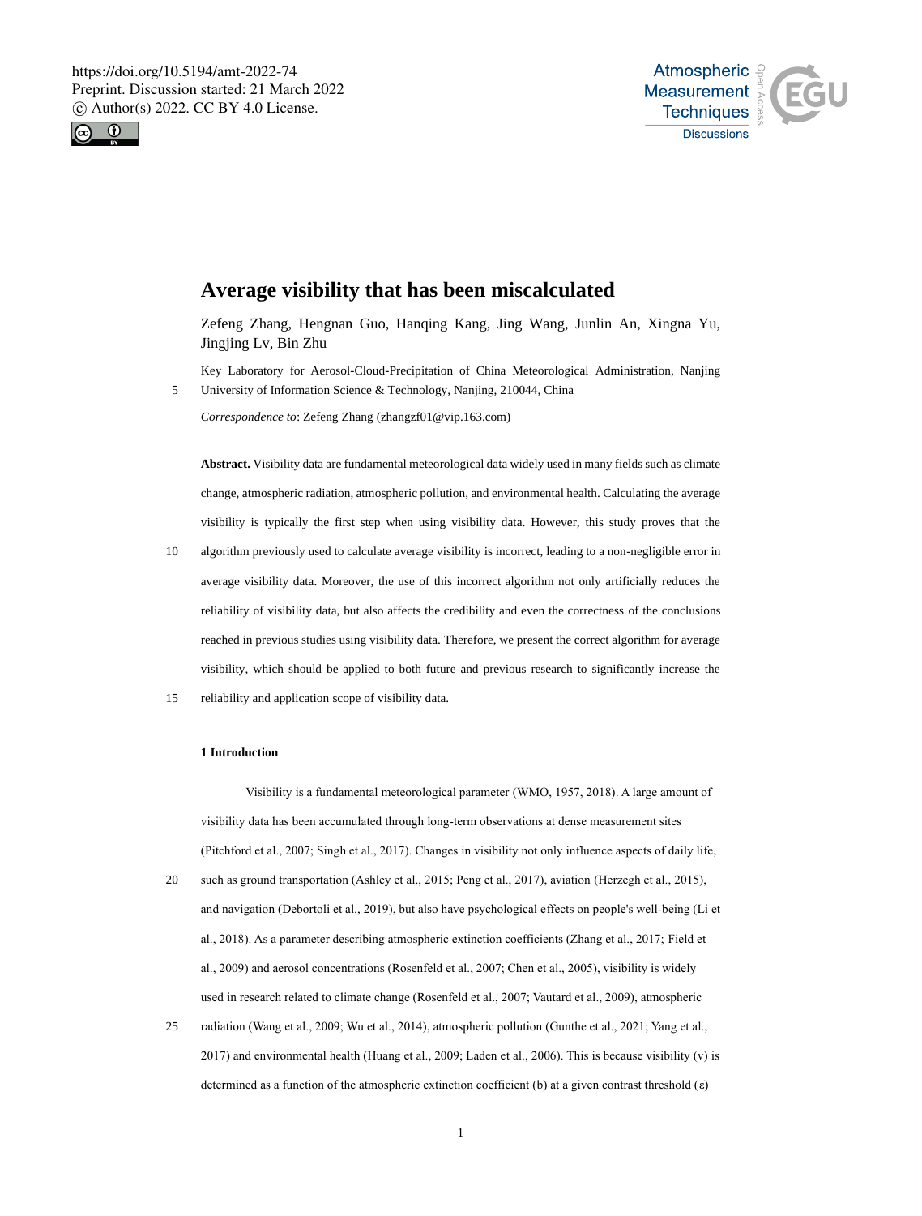# Average visibility that has been miscalculated

Zefeng Zhang, Hengnan Guo, Hanqing Kang, Jing Wang, Junlin An, Xingna Yu, Jingjing Lv, Bin Zhu

Key Laboratory for Aerosol-Cloud-Precipitation of China Meteorological Administration, Nanjing University of Information Science & Technology, Nanjing, 210044, China

*Correspondence to*: Zefeng Zhang (zhangzf01@vip.163.com)

**Abstract.** Visibility data are fundamental meteorological data widely used in many fields such as climate change, atmospheric radiation, atmospheric pollution, and environmental health. Calculating the average visibility is typically the first step when using visibility data. However, this study proves that the algorithm previously used to calculate average visibility is incorrect, leading to a non-negligible error in average visibility data. Moreover, the use of this incorrect algorithm not only artificially reduces the reliability of visibility data, but also affects the credibility and even the correctness of the conclusions reached in previous studies using visibility data. Therefore, we present the correct algorithm for average visibility, which should be applied to both future and previous research to significantly increase the reliability and application scope of visibility data.

## 1 Introduction

Visibility is a fundamental meteorological parameter (WMO, 1957, 2018). A large amount of visibility data has been accumulated through long-term observations at dense measurement sites (Pitchford et al., 2007; Singh et al., 2017). Changes in visibility not only influence aspects of daily life, such as ground transportation (Ashley et al., 2015; Peng et al., 2017), aviation (Herzegh et al., 2015), and navigation (Debortoli et al., 2019), but also have psychological effects on people's well-being (Li et al., 2018). As a parameter describing atmospheric extinction coefficients (Zhang et al., 2017; Field et al., 2009) and aerosol concentrations (Rosenfeld et al., 2007; Chen et al., 2005), visibility is widely used in research related to climate change (Rosenfeld et al., 2007; Vautard et al., 2009), atmospheric radiation (Wang et al., 2009; Wu et al., 2014), atmospheric pollution (Gunthe et al., 2021; Yang et al., 2017) and environmental health (Huang et al., 2009; Laden et al., 2006). This is because visibility ($v$) is determined as a function of the atmospheric extinction coefficient ($b$) at a given contrast threshold ($\varepsilon$)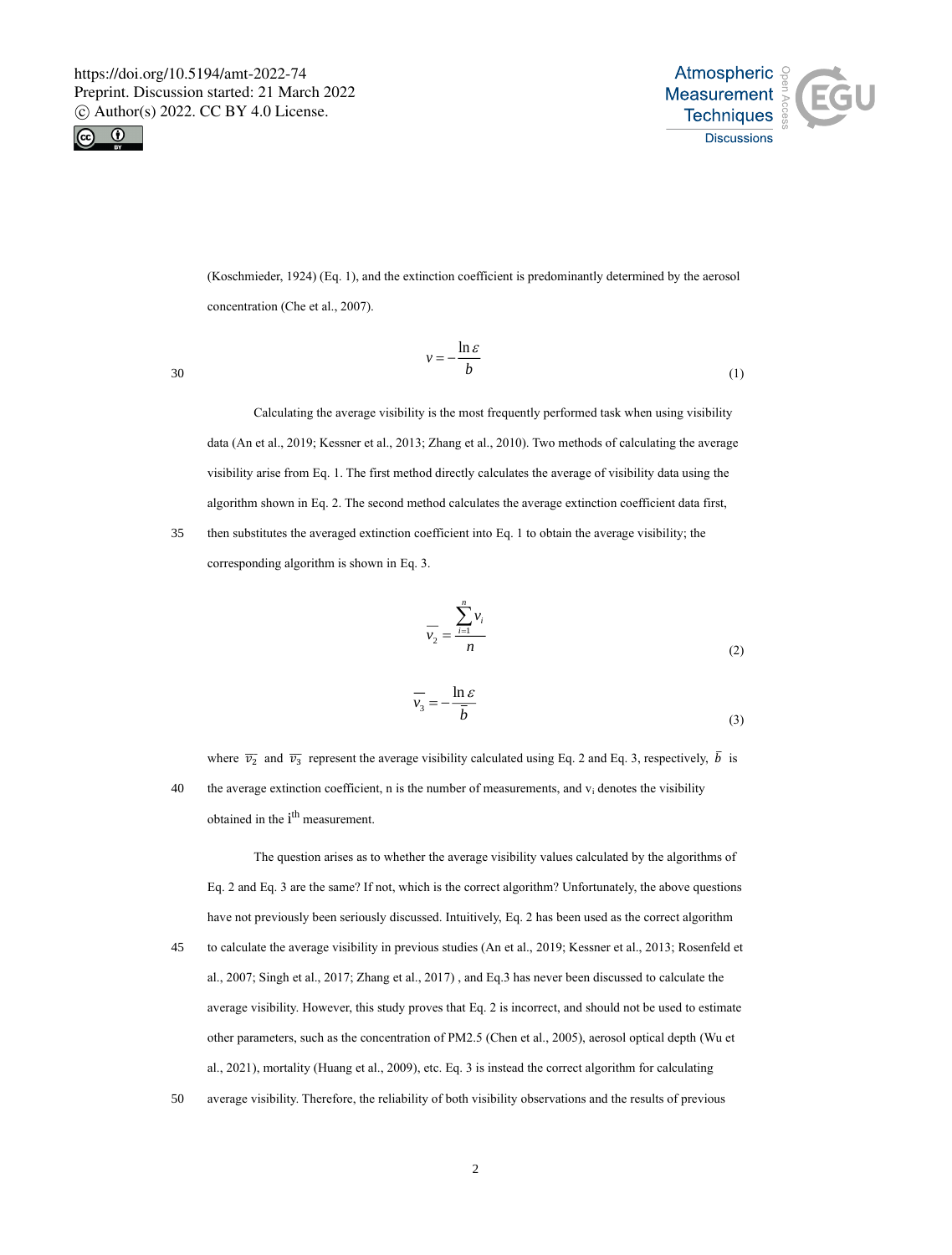(Koschmieder, 1924) (Eq. 1), and the extinction coefficient is predominantly determined by the aerosol concentration (Che et al., 2007).

$$v = -\frac{\ln \varepsilon}{b} \tag{1}$$

Calculating the average visibility is the most frequently performed task when using visibility data (An et al., 2019; Kessner et al., 2013; Zhang et al., 2010). Two methods of calculating the average visibility arise from Eq. 1. The first method directly calculates the average of visibility data using the algorithm shown in Eq. 2. The second method calculates the average extinction coefficient data first, then substitutes the averaged extinction coefficient into Eq. 1 to obtain the average visibility; the corresponding algorithm is shown in Eq. 3.

$$\overline{v_2} = \frac{\sum_{i=1}^{n} v_i}{n} \tag{2}$$

$$\overline{v_3} = -\frac{\ln \varepsilon}{\overline{b}} \tag{3}$$

where $\overline{v_2}$ and $\overline{v_3}$ represent the average visibility calculated using Eq. 2 and Eq. 3, respectively, $\overline{b}$ is the average extinction coefficient, n is the number of measurements, and $v_i$ denotes the visibility obtained in the $i^{th}$ measurement.

The question arises as to whether the average visibility values calculated by the algorithms of Eq. 2 and Eq. 3 are the same? If not, which is the correct algorithm? Unfortunately, the above questions have not previously been seriously discussed. Intuitively, Eq. 2 has been used as the correct algorithm to calculate the average visibility in previous studies (An et al., 2019; Kessner et al., 2013; Rosenfeld et al., 2007; Singh et al., 2017; Zhang et al., 2017) , and Eq.3 has never been discussed to calculate the average visibility. However, this study proves that Eq. 2 is incorrect, and should not be used to estimate other parameters, such as the concentration of PM2.5 (Chen et al., 2005), aerosol optical depth (Wu et al., 2021), mortality (Huang et al., 2009), etc. Eq. 3 is instead the correct algorithm for calculating average visibility. Therefore, the reliability of both visibility observations and the results of previous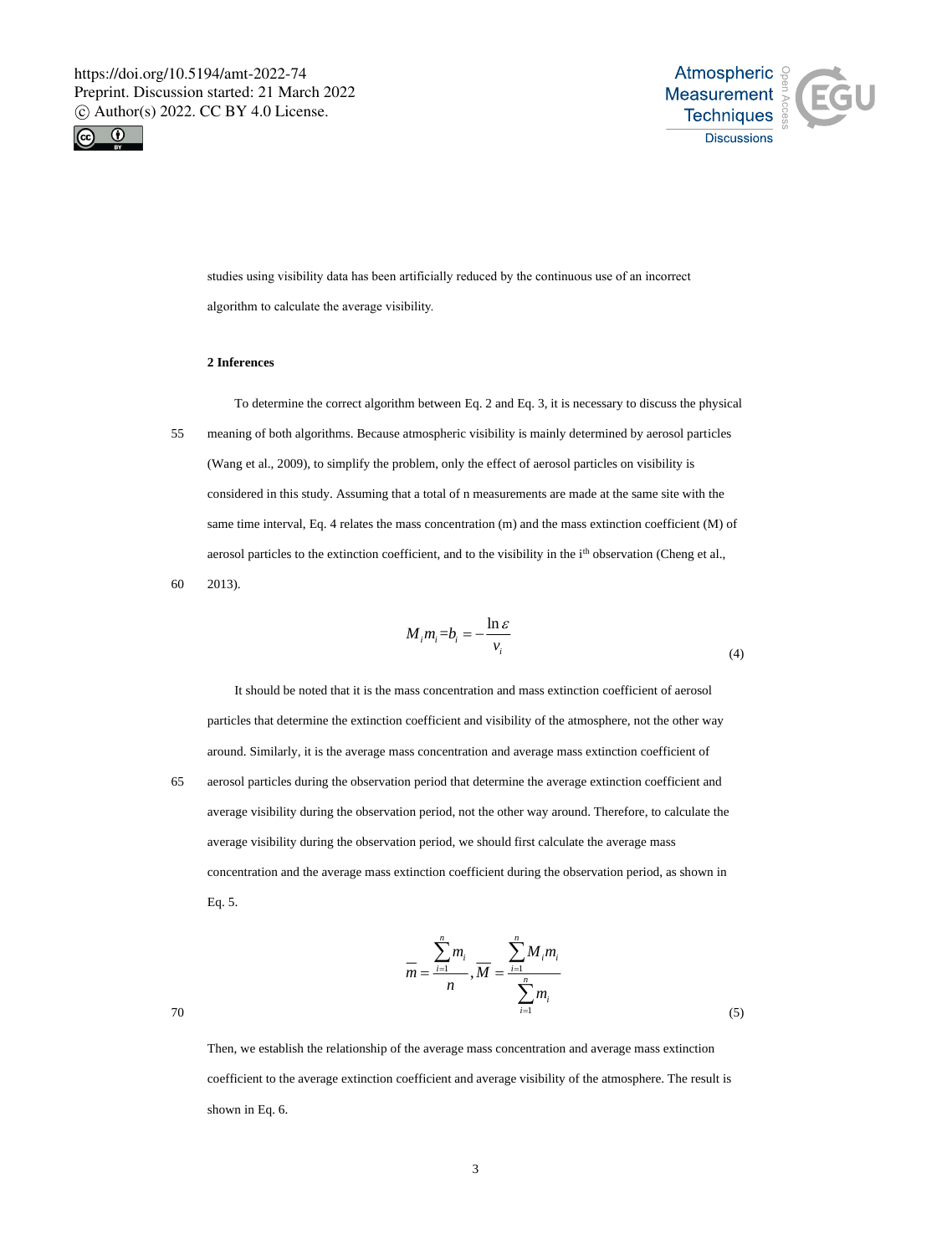studies using visibility data has been artificially reduced by the continuous use of an incorrect algorithm to calculate the average visibility.

## 2 Inferences

To determine the correct algorithm between Eq. 2 and Eq. 3, it is necessary to discuss the physical meaning of both algorithms. Because atmospheric visibility is mainly determined by aerosol particles (Wang et al., 2009), to simplify the problem, only the effect of aerosol particles on visibility is considered in this study. Assuming that a total of n measurements are made at the same site with the same time interval, Eq. 4 relates the mass concentration (m) and the mass extinction coefficient (M) of aerosol particles to the extinction coefficient, and to the visibility in the $i^{th}$ observation (Cheng et al., 2013).

$$M_i m_i = b_i = -\frac{\ln \varepsilon}{v_i} \tag{4}$$

It should be noted that it is the mass concentration and mass extinction coefficient of aerosol particles that determine the extinction coefficient and visibility of the atmosphere, not the other way around. Similarly, it is the average mass concentration and average mass extinction coefficient of aerosol particles during the observation period that determine the average extinction coefficient and average visibility during the observation period, not the other way around. Therefore, to calculate the average visibility during the observation period, we should first calculate the average mass concentration and the average mass extinction coefficient during the observation period, as shown in Eq. 5.

$$\overline{m} = \frac{\sum_{i=1}^{n} m_i}{n}, \overline{M} = \frac{\sum_{i=1}^{n} M_i m_i}{\sum_{i=1}^{n} m_i} \tag{5}$$

Then, we establish the relationship of the average mass concentration and average mass extinction coefficient to the average extinction coefficient and average visibility of the atmosphere. The result is shown in Eq. 6.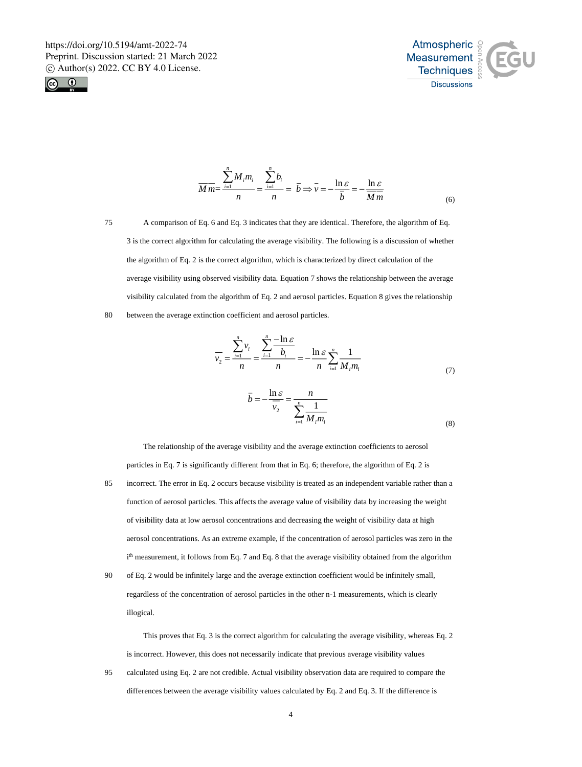$$\overline{M}\overline{m}=\frac{\sum_{i=1}^{n}M_i m_i}{n}=\frac{\sum_{i=1}^{n}b_i}{n}=\bar{b}\Rightarrow\bar{v}=-\frac{\ln\varepsilon}{\bar{b}}=-\frac{\ln\varepsilon}{\overline{M}\,\overline{m}} \tag{6}$$

A comparison of Eq. 6 and Eq. 3 indicates that they are identical. Therefore, the algorithm of Eq. 3 is the correct algorithm for calculating the average visibility. The following is a discussion of whether the algorithm of Eq. 2 is the correct algorithm, which is characterized by direct calculation of the average visibility using observed visibility data. Equation 7 shows the relationship between the average visibility calculated from the algorithm of Eq. 2 and aerosol particles. Equation 8 gives the relationship between the average extinction coefficient and aerosol particles.

$$\overline{v_2}=\frac{\sum_{i=1}^{n}v_i}{n}=\frac{\sum_{i=1}^{n}\frac{-\ln\varepsilon}{b_i}}{n}=-\frac{\ln\varepsilon}{n}\sum_{i=1}^{n}\frac{1}{M_i m_i} \tag{7}$$

$$\bar{b}=-\frac{\ln\varepsilon}{\overline{v_2}}=\frac{n}{\sum_{i=1}^{n}\frac{1}{M_i m_i}} \tag{8}$$

The relationship of the average visibility and the average extinction coefficients to aerosol particles in Eq. 7 is significantly different from that in Eq. 6; therefore, the algorithm of Eq. 2 is incorrect. The error in Eq. 2 occurs because visibility is treated as an independent variable rather than a function of aerosol particles. This affects the average value of visibility data by increasing the weight of visibility data at low aerosol concentrations and decreasing the weight of visibility data at high aerosol concentrations. As an extreme example, if the concentration of aerosol particles was zero in the $i^{th}$ measurement, it follows from Eq. 7 and Eq. 8 that the average visibility obtained from the algorithm of Eq. 2 would be infinitely large and the average extinction coefficient would be infinitely small, regardless of the concentration of aerosol particles in the other n-1 measurements, which is clearly illogical.

This proves that Eq. 3 is the correct algorithm for calculating the average visibility, whereas Eq. 2 is incorrect. However, this does not necessarily indicate that previous average visibility values calculated using Eq. 2 are not credible. Actual visibility observation data are required to compare the differences between the average visibility values calculated by Eq. 2 and Eq. 3. If the difference is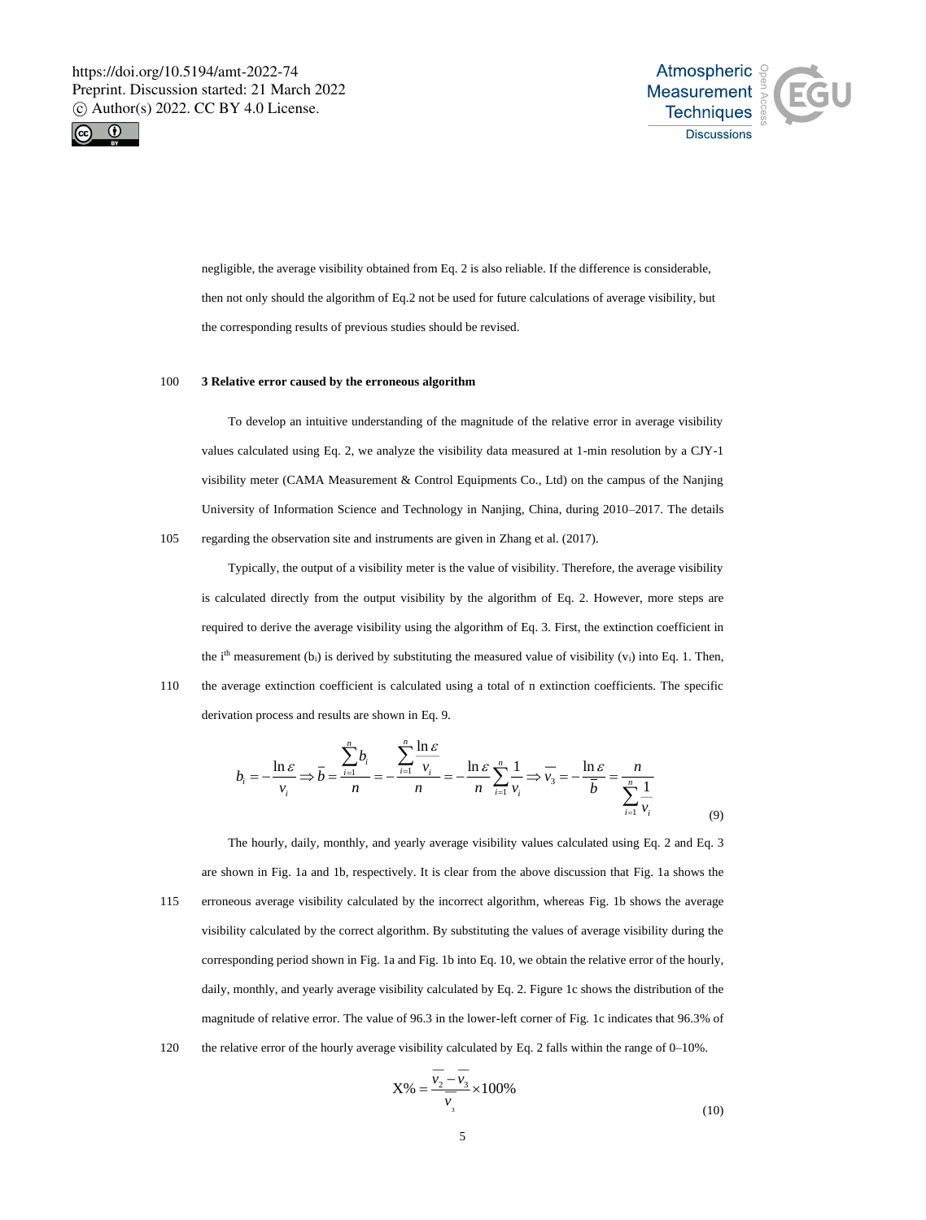negligible, the average visibility obtained from Eq. 2 is also reliable. If the difference is considerable, then not only should the algorithm of Eq.2 not be used for future calculations of average visibility, but the corresponding results of previous studies should be revised.

## 3 Relative error caused by the erroneous algorithm

To develop an intuitive understanding of the magnitude of the relative error in average visibility values calculated using Eq. 2, we analyze the visibility data measured at 1-min resolution by a CJY-1 visibility meter (CAMA Measurement & Control Equipments Co., Ltd) on the campus of the Nanjing University of Information Science and Technology in Nanjing, China, during 2010–2017. The details regarding the observation site and instruments are given in Zhang et al. (2017).

Typically, the output of a visibility meter is the value of visibility. Therefore, the average visibility is calculated directly from the output visibility by the algorithm of Eq. 2. However, more steps are required to derive the average visibility using the algorithm of Eq. 3. First, the extinction coefficient in the $i^{th}$ measurement ($b_i$) is derived by substituting the measured value of visibility ($v_i$) into Eq. 1. Then, the average extinction coefficient is calculated using a total of n extinction coefficients. The specific derivation process and results are shown in Eq. 9.

$$b_i = -\frac{\ln\varepsilon}{v_i} \Rightarrow \bar{b} = \frac{\sum_{i=1}^{n} b_i}{n} = -\frac{\sum_{i=1}^{n} \frac{\ln\varepsilon}{v_i}}{n} = -\frac{\ln\varepsilon}{n}\sum_{i=1}^{n}\frac{1}{v_i} \Rightarrow \overline{v_3} = -\frac{\ln\varepsilon}{\bar{b}} = \frac{n}{\sum_{i=1}^{n}\frac{1}{v_i}} \tag{9}$$

The hourly, daily, monthly, and yearly average visibility values calculated using Eq. 2 and Eq. 3 are shown in Fig. 1a and 1b, respectively. It is clear from the above discussion that Fig. 1a shows the erroneous average visibility calculated by the incorrect algorithm, whereas Fig. 1b shows the average visibility calculated by the correct algorithm. By substituting the values of average visibility during the corresponding period shown in Fig. 1a and Fig. 1b into Eq. 10, we obtain the relative error of the hourly, daily, monthly, and yearly average visibility calculated by Eq. 2. Figure 1c shows the distribution of the magnitude of relative error. The value of 96.3 in the lower-left corner of Fig. 1c indicates that 96.3% of the relative error of the hourly average visibility calculated by Eq. 2 falls within the range of 0–10%.

$$X\% = \frac{\overline{v_2} - \overline{v_3}}{\overline{v_3}} \times 100\% \tag{10}$$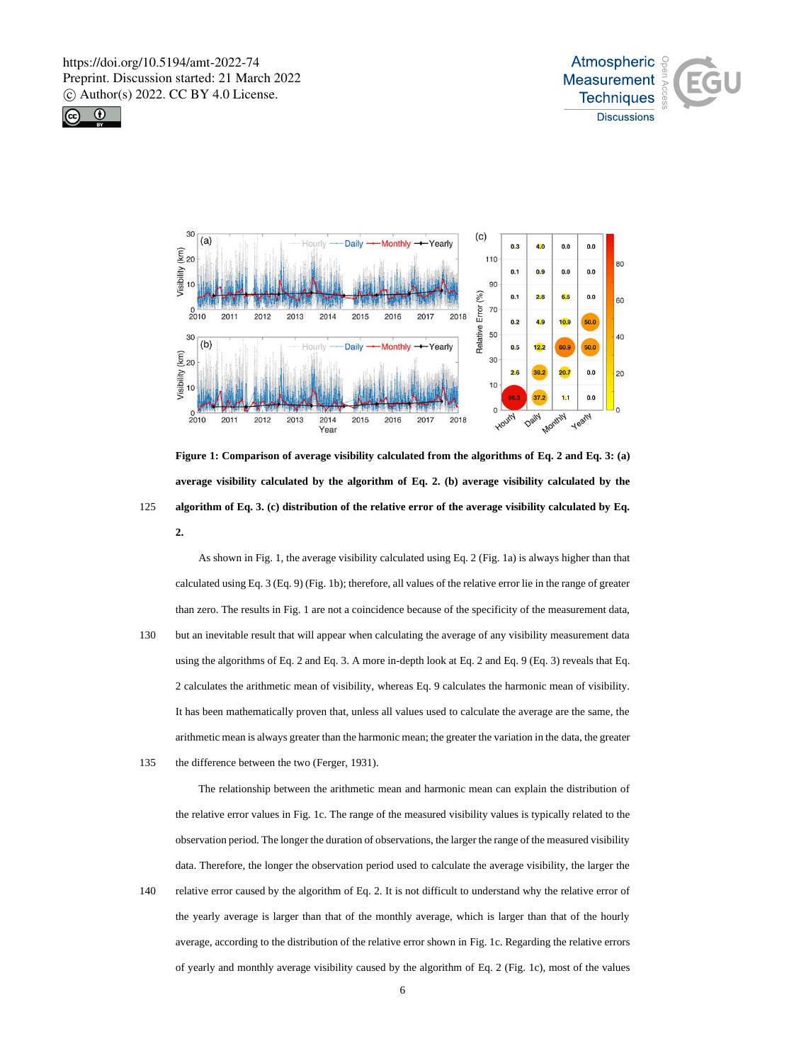**Figure 1: Comparison of average visibility calculated from the algorithms of Eq. 2 and Eq. 3: (a) average visibility calculated by the algorithm of Eq. 2. (b) average visibility calculated by the algorithm of Eq. 3. (c) distribution of the relative error of the average visibility calculated by Eq. 2.**

As shown in Fig. 1, the average visibility calculated using Eq. 2 (Fig. 1a) is always higher than that calculated using Eq. 3 (Eq. 9) (Fig. 1b); therefore, all values of the relative error lie in the range of greater than zero. The results in Fig. 1 are not a coincidence because of the specificity of the measurement data, but an inevitable result that will appear when calculating the average of any visibility measurement data using the algorithms of Eq. 2 and Eq. 3. A more in-depth look at Eq. 2 and Eq. 9 (Eq. 3) reveals that Eq. 2 calculates the arithmetic mean of visibility, whereas Eq. 9 calculates the harmonic mean of visibility. It has been mathematically proven that, unless all values used to calculate the average are the same, the arithmetic mean is always greater than the harmonic mean; the greater the variation in the data, the greater the difference between the two (Ferger, 1931).

The relationship between the arithmetic mean and harmonic mean can explain the distribution of the relative error values in Fig. 1c. The range of the measured visibility values is typically related to the observation period. The longer the duration of observations, the larger the range of the measured visibility data. Therefore, the longer the observation period used to calculate the average visibility, the larger the relative error caused by the algorithm of Eq. 2. It is not difficult to understand why the relative error of the yearly average is larger than that of the monthly average, which is larger than that of the hourly average, according to the distribution of the relative error shown in Fig. 1c. Regarding the relative errors of yearly and monthly average visibility caused by the algorithm of Eq. 2 (Fig. 1c), most of the values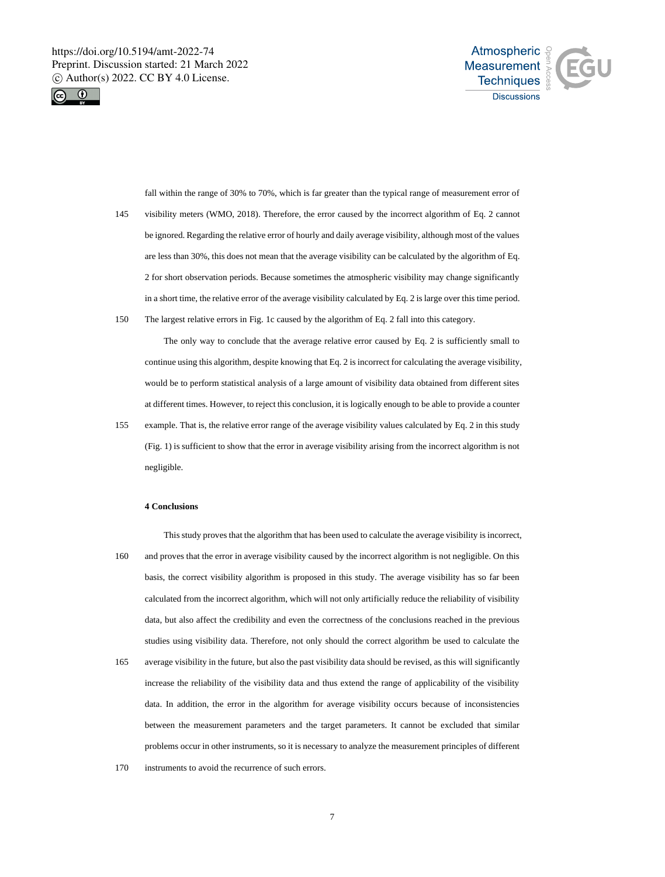fall within the range of 30% to 70%, which is far greater than the typical range of measurement error of visibility meters (WMO, 2018). Therefore, the error caused by the incorrect algorithm of Eq. 2 cannot be ignored. Regarding the relative error of hourly and daily average visibility, although most of the values are less than 30%, this does not mean that the average visibility can be calculated by the algorithm of Eq. 2 for short observation periods. Because sometimes the atmospheric visibility may change significantly in a short time, the relative error of the average visibility calculated by Eq. 2 is large over this time period. The largest relative errors in Fig. 1c caused by the algorithm of Eq. 2 fall into this category.

The only way to conclude that the average relative error caused by Eq. 2 is sufficiently small to continue using this algorithm, despite knowing that Eq. 2 is incorrect for calculating the average visibility, would be to perform statistical analysis of a large amount of visibility data obtained from different sites at different times. However, to reject this conclusion, it is logically enough to be able to provide a counter example. That is, the relative error range of the average visibility values calculated by Eq. 2 in this study (Fig. 1) is sufficient to show that the error in average visibility arising from the incorrect algorithm is not negligible.

## 4 Conclusions

This study proves that the algorithm that has been used to calculate the average visibility is incorrect, and proves that the error in average visibility caused by the incorrect algorithm is not negligible. On this basis, the correct visibility algorithm is proposed in this study. The average visibility has so far been calculated from the incorrect algorithm, which will not only artificially reduce the reliability of visibility data, but also affect the credibility and even the correctness of the conclusions reached in the previous studies using visibility data. Therefore, not only should the correct algorithm be used to calculate the average visibility in the future, but also the past visibility data should be revised, as this will significantly increase the reliability of the visibility data and thus extend the range of applicability of the visibility data. In addition, the error in the algorithm for average visibility occurs because of inconsistencies between the measurement parameters and the target parameters. It cannot be excluded that similar problems occur in other instruments, so it is necessary to analyze the measurement principles of different instruments to avoid the recurrence of such errors.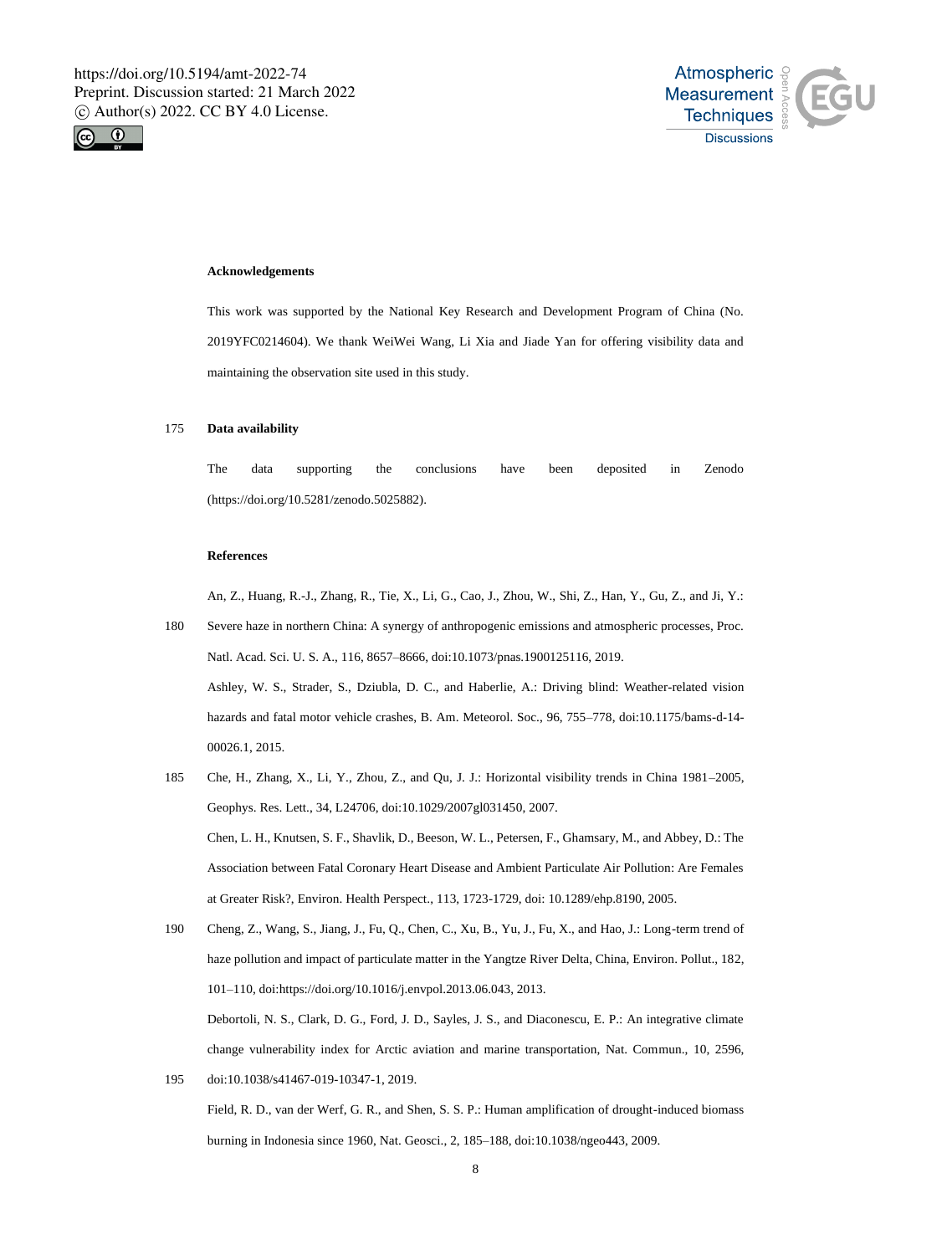**Acknowledgements**

This work was supported by the National Key Research and Development Program of China (No. 2019YFC0214604). We thank WeiWei Wang, Li Xia and Jiade Yan for offering visibility data and maintaining the observation site used in this study.

**Data availability**

The data supporting the conclusions have been deposited in Zenodo (https://doi.org/10.5281/zenodo.5025882).

**References**

An, Z., Huang, R.-J., Zhang, R., Tie, X., Li, G., Cao, J., Zhou, W., Shi, Z., Han, Y., Gu, Z., and Ji, Y.: Severe haze in northern China: A synergy of anthropogenic emissions and atmospheric processes, Proc. Natl. Acad. Sci. U. S. A., 116, 8657–8666, doi:10.1073/pnas.1900125116, 2019.

Ashley, W. S., Strader, S., Dziubla, D. C., and Haberlie, A.: Driving blind: Weather-related vision hazards and fatal motor vehicle crashes, B. Am. Meteorol. Soc., 96, 755–778, doi:10.1175/bams-d-14-00026.1, 2015.

Che, H., Zhang, X., Li, Y., Zhou, Z., and Qu, J. J.: Horizontal visibility trends in China 1981–2005, Geophys. Res. Lett., 34, L24706, doi:10.1029/2007gl031450, 2007.

Chen, L. H., Knutsen, S. F., Shavlik, D., Beeson, W. L., Petersen, F., Ghamsary, M., and Abbey, D.: The Association between Fatal Coronary Heart Disease and Ambient Particulate Air Pollution: Are Females at Greater Risk?, Environ. Health Perspect., 113, 1723-1729, doi: 10.1289/ehp.8190, 2005.

Cheng, Z., Wang, S., Jiang, J., Fu, Q., Chen, C., Xu, B., Yu, J., Fu, X., and Hao, J.: Long-term trend of haze pollution and impact of particulate matter in the Yangtze River Delta, China, Environ. Pollut., 182, 101–110, doi:https://doi.org/10.1016/j.envpol.2013.06.043, 2013.

Debortoli, N. S., Clark, D. G., Ford, J. D., Sayles, J. S., and Diaconescu, E. P.: An integrative climate change vulnerability index for Arctic aviation and marine transportation, Nat. Commun., 10, 2596, doi:10.1038/s41467-019-10347-1, 2019.

Field, R. D., van der Werf, G. R., and Shen, S. S. P.: Human amplification of drought-induced biomass burning in Indonesia since 1960, Nat. Geosci., 2, 185–188, doi:10.1038/ngeo443, 2009.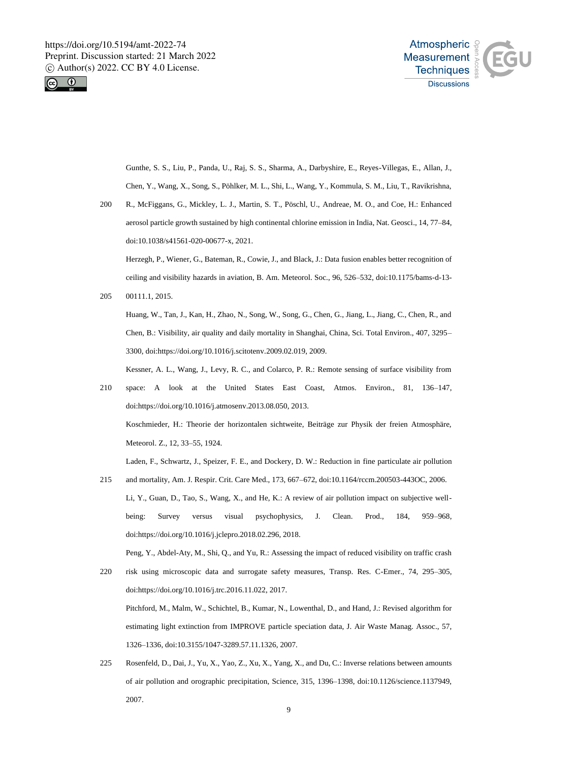Gunthe, S. S., Liu, P., Panda, U., Raj, S. S., Sharma, A., Darbyshire, E., Reyes-Villegas, E., Allan, J., Chen, Y., Wang, X., Song, S., Pöhlker, M. L., Shi, L., Wang, Y., Kommula, S. M., Liu, T., Ravikrishna, R., McFiggans, G., Mickley, L. J., Martin, S. T., Pöschl, U., Andreae, M. O., and Coe, H.: Enhanced aerosol particle growth sustained by high continental chlorine emission in India, Nat. Geosci., 14, 77–84, doi:10.1038/s41561-020-00677-x, 2021.

Herzegh, P., Wiener, G., Bateman, R., Cowie, J., and Black, J.: Data fusion enables better recognition of ceiling and visibility hazards in aviation, B. Am. Meteorol. Soc., 96, 526–532, doi:10.1175/bams-d-13-00111.1, 2015.

Huang, W., Tan, J., Kan, H., Zhao, N., Song, W., Song, G., Chen, G., Jiang, L., Jiang, C., Chen, R., and Chen, B.: Visibility, air quality and daily mortality in Shanghai, China, Sci. Total Environ., 407, 3295–3300, doi:https://doi.org/10.1016/j.scitotenv.2009.02.019, 2009.

Kessner, A. L., Wang, J., Levy, R. C., and Colarco, P. R.: Remote sensing of surface visibility from space: A look at the United States East Coast, Atmos. Environ., 81, 136–147, doi:https://doi.org/10.1016/j.atmosenv.2013.08.050, 2013.

Koschmieder, H.: Theorie der horizontalen sichtweite, Beiträge zur Physik der freien Atmosphäre, Meteorol. Z., 12, 33–55, 1924.

Laden, F., Schwartz, J., Speizer, F. E., and Dockery, D. W.: Reduction in fine particulate air pollution and mortality, Am. J. Respir. Crit. Care Med., 173, 667–672, doi:10.1164/rccm.200503-443OC, 2006.

Li, Y., Guan, D., Tao, S., Wang, X., and He, K.: A review of air pollution impact on subjective well-being: Survey versus visual psychophysics, J. Clean. Prod., 184, 959–968, doi:https://doi.org/10.1016/j.jclepro.2018.02.296, 2018.

Peng, Y., Abdel-Aty, M., Shi, Q., and Yu, R.: Assessing the impact of reduced visibility on traffic crash risk using microscopic data and surrogate safety measures, Transp. Res. C-Emer., 74, 295–305, doi:https://doi.org/10.1016/j.trc.2016.11.022, 2017.

Pitchford, M., Malm, W., Schichtel, B., Kumar, N., Lowenthal, D., and Hand, J.: Revised algorithm for estimating light extinction from IMPROVE particle speciation data, J. Air Waste Manag. Assoc., 57, 1326–1336, doi:10.3155/1047-3289.57.11.1326, 2007.

Rosenfeld, D., Dai, J., Yu, X., Yao, Z., Xu, X., Yang, X., and Du, C.: Inverse relations between amounts of air pollution and orographic precipitation, Science, 315, 1396–1398, doi:10.1126/science.1137949, 2007.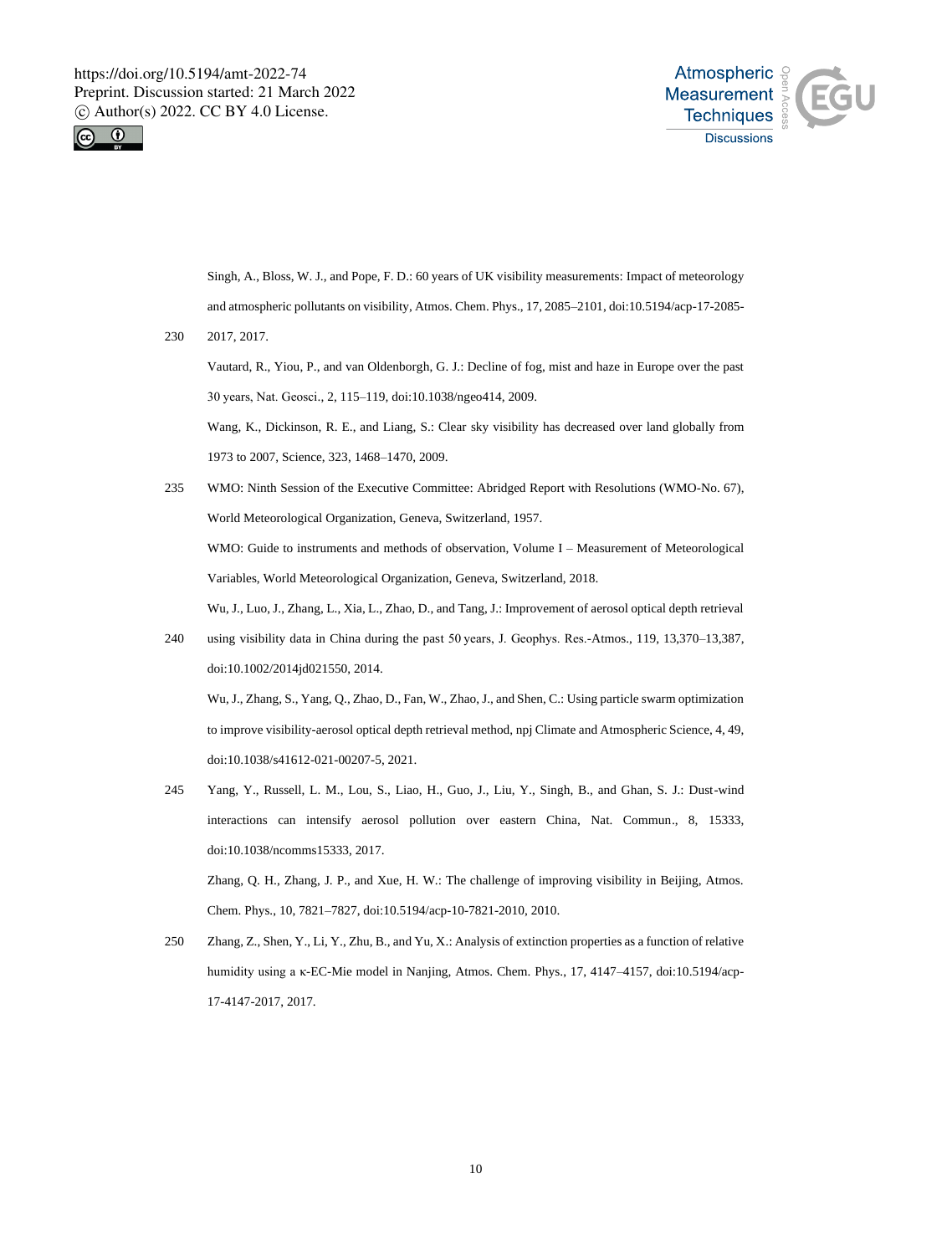Singh, A., Bloss, W. J., and Pope, F. D.: 60 years of UK visibility measurements: Impact of meteorology and atmospheric pollutants on visibility, Atmos. Chem. Phys., 17, 2085–2101, doi:10.5194/acp-17-2085-2017, 2017.

Vautard, R., Yiou, P., and van Oldenborgh, G. J.: Decline of fog, mist and haze in Europe over the past 30 years, Nat. Geosci., 2, 115–119, doi:10.1038/ngeo414, 2009.

Wang, K., Dickinson, R. E., and Liang, S.: Clear sky visibility has decreased over land globally from 1973 to 2007, Science, 323, 1468–1470, 2009.

WMO: Ninth Session of the Executive Committee: Abridged Report with Resolutions (WMO-No. 67), World Meteorological Organization, Geneva, Switzerland, 1957.

WMO: Guide to instruments and methods of observation, Volume I – Measurement of Meteorological Variables, World Meteorological Organization, Geneva, Switzerland, 2018.

Wu, J., Luo, J., Zhang, L., Xia, L., Zhao, D., and Tang, J.: Improvement of aerosol optical depth retrieval using visibility data in China during the past 50 years, J. Geophys. Res.-Atmos., 119, 13,370–13,387, doi:10.1002/2014jd021550, 2014.

Wu, J., Zhang, S., Yang, Q., Zhao, D., Fan, W., Zhao, J., and Shen, C.: Using particle swarm optimization to improve visibility-aerosol optical depth retrieval method, npj Climate and Atmospheric Science, 4, 49, doi:10.1038/s41612-021-00207-5, 2021.

Yang, Y., Russell, L. M., Lou, S., Liao, H., Guo, J., Liu, Y., Singh, B., and Ghan, S. J.: Dust-wind interactions can intensify aerosol pollution over eastern China, Nat. Commun., 8, 15333, doi:10.1038/ncomms15333, 2017.

Zhang, Q. H., Zhang, J. P., and Xue, H. W.: The challenge of improving visibility in Beijing, Atmos. Chem. Phys., 10, 7821–7827, doi:10.5194/acp-10-7821-2010, 2010.

Zhang, Z., Shen, Y., Li, Y., Zhu, B., and Yu, X.: Analysis of extinction properties as a function of relative humidity using a κ-EC-Mie model in Nanjing, Atmos. Chem. Phys., 17, 4147–4157, doi:10.5194/acp-17-4147-2017, 2017.